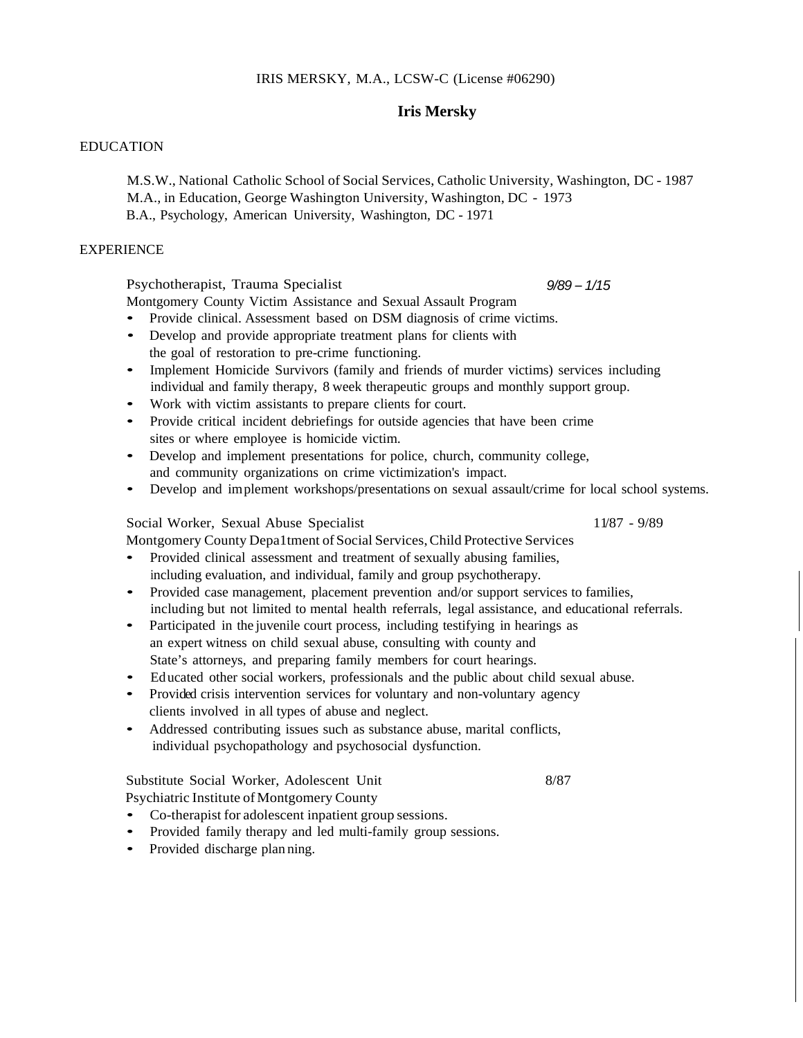IRIS MERSKY, M.A., LCSW-C (License #06290)

# Iris Mersky

## EDUCATION

M.S.W., National Catholic School of Social Services, Catholic University, Washington, DC - 1987
M.A., in Education, George Washington University, Washington, DC - 1973
B.A., Psychology, American University, Washington, DC - 1971

## EXPERIENCE

Psychotherapist, Trauma Specialist *9/89 – 1/15*
Montgomery County Victim Assistance and Sexual Assault Program

- Provide clinical. Assessment based on DSM diagnosis of crime victims.
- Develop and provide appropriate treatment plans for clients with the goal of restoration to pre-crime functioning.
- Implement Homicide Survivors (family and friends of murder victims) services including individual and family therapy, 8 week therapeutic groups and monthly support group.
- Work with victim assistants to prepare clients for court.
- Provide critical incident debriefings for outside agencies that have been crime sites or where employee is homicide victim.
- Develop and implement presentations for police, church, community college, and community organizations on crime victimization's impact.
- Develop and implement workshops/presentations on sexual assault/crime for local school systems.

Social Worker, Sexual Abuse Specialist 11/87 - 9/89
Montgomery County Depa1tment of Social Services, Child Protective Services

- Provided clinical assessment and treatment of sexually abusing families, including evaluation, and individual, family and group psychotherapy.
- Provided case management, placement prevention and/or support services to families, including but not limited to mental health referrals, legal assistance, and educational referrals.
- Participated in the juvenile court process, including testifying in hearings as an expert witness on child sexual abuse, consulting with county and State's attorneys, and preparing family members for court hearings.
- Educated other social workers, professionals and the public about child sexual abuse.
- Provided crisis intervention services for voluntary and non-voluntary agency clients involved in all types of abuse and neglect.
- Addressed contributing issues such as substance abuse, marital conflicts, individual psychopathology and psychosocial dysfunction.

Substitute Social Worker, Adolescent Unit 8/87
Psychiatric Institute of Montgomery County

- Co-therapist for adolescent inpatient group sessions.
- Provided family therapy and led multi-family group sessions.
- Provided discharge plan ning.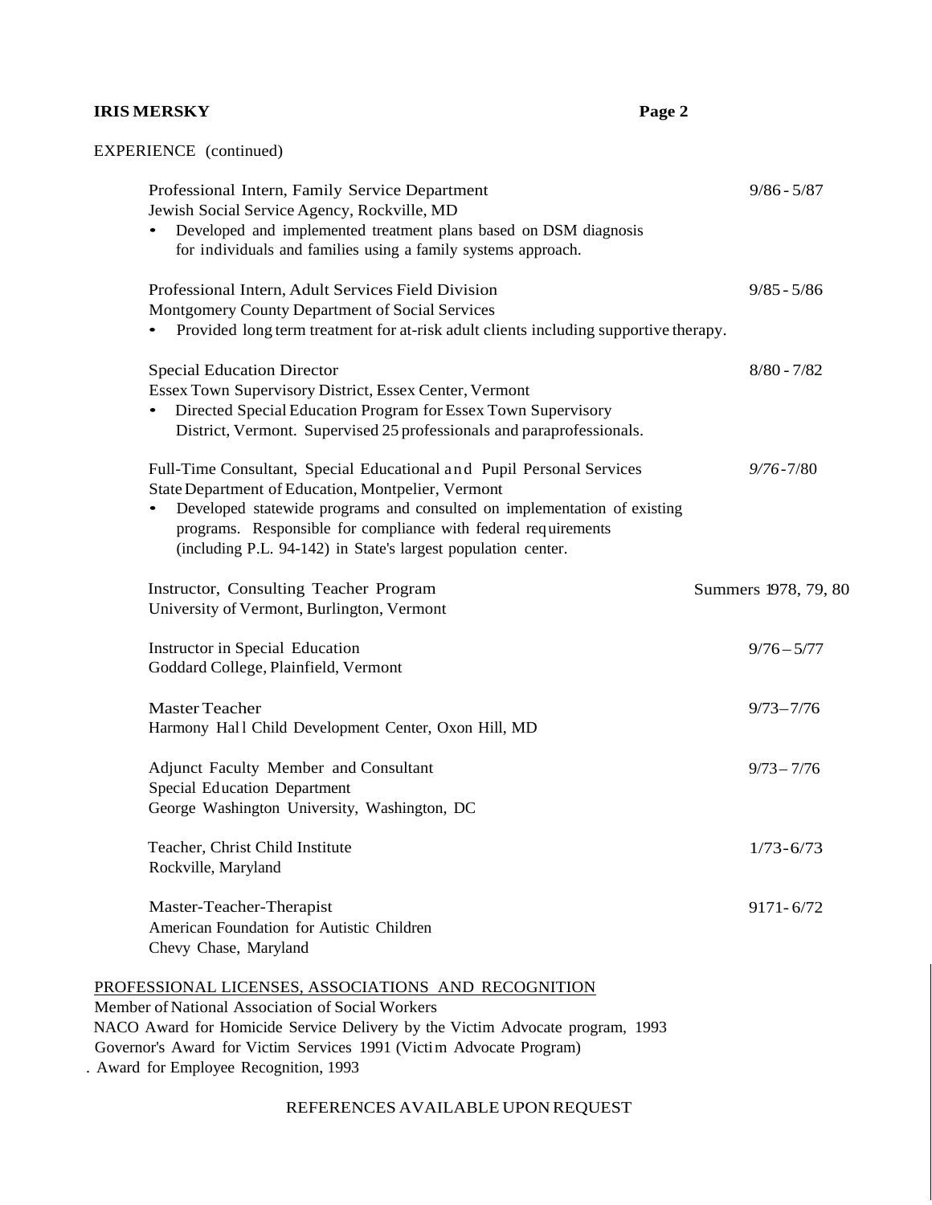EXPERIENCE (continued)

**Professional Intern, Family Service Department** — 9/86 - 5/87
Jewish Social Service Agency, Rockville, MD
- Developed and implemented treatment plans based on DSM diagnosis for individuals and families using a family systems approach.

**Professional Intern, Adult Services Field Division** — 9/85 - 5/86
Montgomery County Department of Social Services
- Provided long term treatment for at-risk adult clients including supportive therapy.

**Special Education Director** — 8/80 - 7/82
Essex Town Supervisory District, Essex Center, Vermont
- Directed Special Education Program for Essex Town Supervisory District, Vermont. Supervised 25 professionals and paraprofessionals.

**Full-Time Consultant, Special Educational and Pupil Personal Services** — 9/76 - 7/80
State Department of Education, Montpelier, Vermont
- Developed statewide programs and consulted on implementation of existing programs. Responsible for compliance with federal requirements (including P.L. 94-142) in State's largest population center.

**Instructor, Consulting Teacher Program** — Summers 1978, 79, 80
University of Vermont, Burlington, Vermont

**Instructor in Special Education** — 9/76 – 5/77
Goddard College, Plainfield, Vermont

**Master Teacher** — 9/73 – 7/76
Harmony Hall Child Development Center, Oxon Hill, MD

**Adjunct Faculty Member and Consultant** — 9/73 – 7/76
Special Education Department
George Washington University, Washington, DC

**Teacher, Christ Child Institute** — 1/73 - 6/73
Rockville, Maryland

**Master-Teacher-Therapist** — 9171- 6/72
American Foundation for Autistic Children
Chevy Chase, Maryland

## PROFESSIONAL LICENSES, ASSOCIATIONS AND RECOGNITION

Member of National Association of Social Workers
NACO Award for Homicide Service Delivery by the Victim Advocate program, 1993
Governor's Award for Victim Services 1991 (Victim Advocate Program)
. Award for Employee Recognition, 1993

REFERENCES AVAILABLE UPON REQUEST